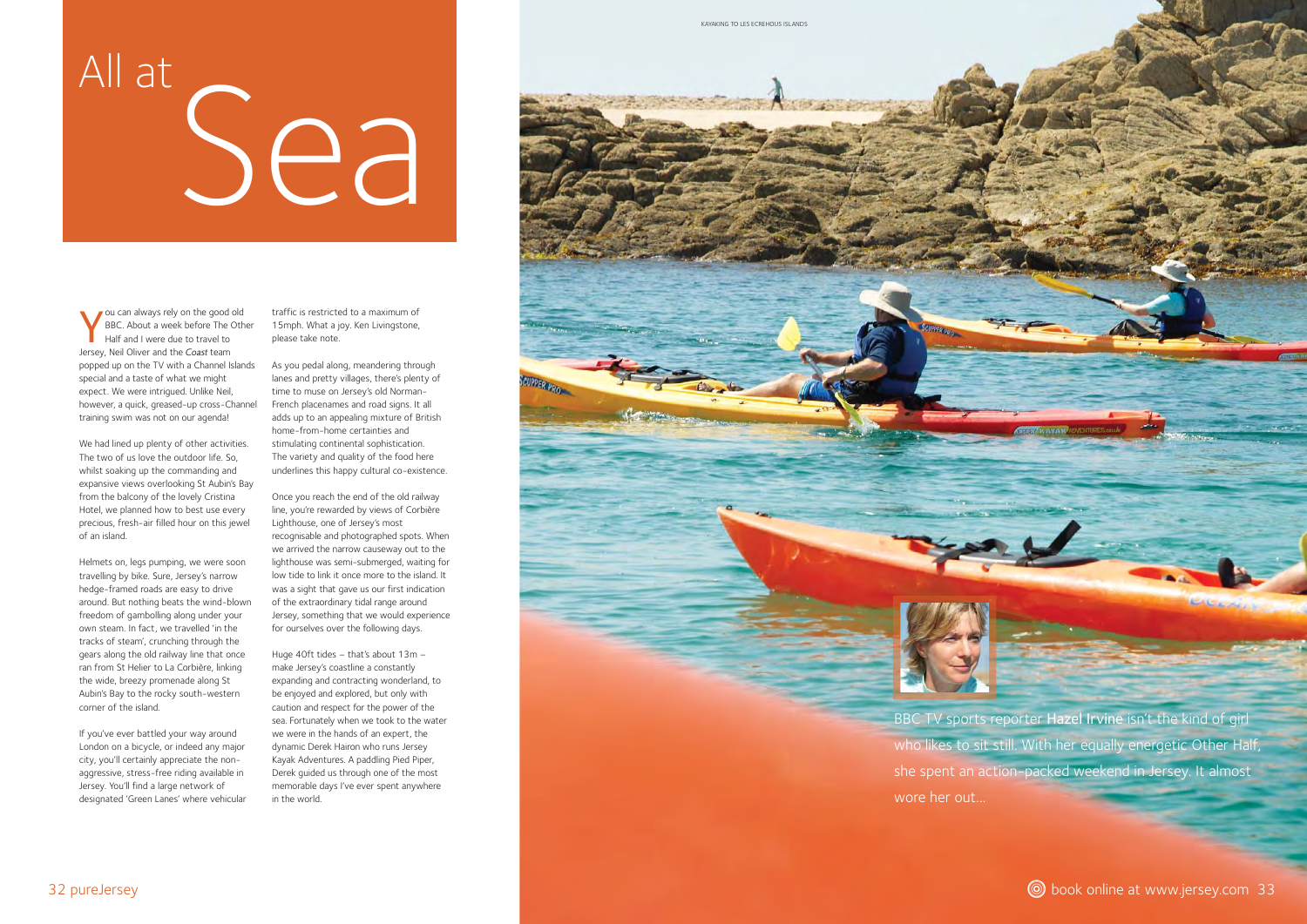# All at Sea

BBC TV sports reporter **Hazel Irvine** isn't the kind of girl who likes to sit still. With her equally energetic Other Half, she spent an action-packed weekend in Jersey. It almost wore her out...

You can always rely on the good old BBC. About a week before The Other Half and I were due to travel to Jersey, Neil Oliver and the *Coast* team popped up on the TV with a Channel Islands special and a taste of what we might expect. We were intrigued. Unlike Neil, however, a quick, greased-up cross-Channel training swim was not on our agenda!

We had lined up plenty of other activities. The two of us love the outdoor life. So, whilst soaking up the commanding and expansive views overlooking St Aubin's Bay from the balcony of the lovely Cristina Hotel, we planned how to best use every precious, fresh-air filled hour on this jewel of an island.

Helmets on, legs pumping, we were soon travelling by bike. Sure, Jersey's narrow hedge-framed roads are easy to drive around. But nothing beats the wind-blown freedom of gambolling along under your own steam. In fact, we travelled 'in the tracks of steam', crunching through the gears along the old railway line that once ran from St Helier to La Corbière, linking the wide, breezy promenade along St Aubin's Bay to the rocky south-western corner of the island.

If you've ever battled your way around London on a bicycle, or indeed any major city, you'll certainly appreciate the non-aggressive, stress-free riding available in Jersey. You'll find a large network of designated 'Green Lanes' where vehicular traffic is restricted to a maximum of 15mph. What a joy. Ken Livingstone, please take note.

As you pedal along, meandering through lanes and pretty villages, there's plenty of time to muse on Jersey's old Norman-French placenames and road signs. It all adds up to an appealing mixture of British home-from-home certainties and stimulating continental sophistication. The variety and quality of the food here underlines this happy cultural co-existence.

Once you reach the end of the old railway line, you're rewarded by views of Corbière Lighthouse, one of Jersey's most recognisable and photographed spots. When we arrived the narrow causeway out to the lighthouse was semi-submerged, waiting for low tide to link it once more to the island. It was a sight that gave us our first indication of the extraordinary tidal range around Jersey, something that we would experience for ourselves over the following days.

Huge 40ft tides – that's about 13m – make Jersey's coastline a constantly expanding and contracting wonderland, to be enjoyed and explored, but only with caution and respect for the power of the sea. Fortunately when we took to the water we were in the hands of an expert, the dynamic Derek Hairon who runs Jersey Kayak Adventures. A paddling Pied Piper, Derek guided us through one of the most memorable days I've ever spent anywhere in the world.

KAYAKING TO LES ECREHOUS ISLANDS

book online at www.jersey.com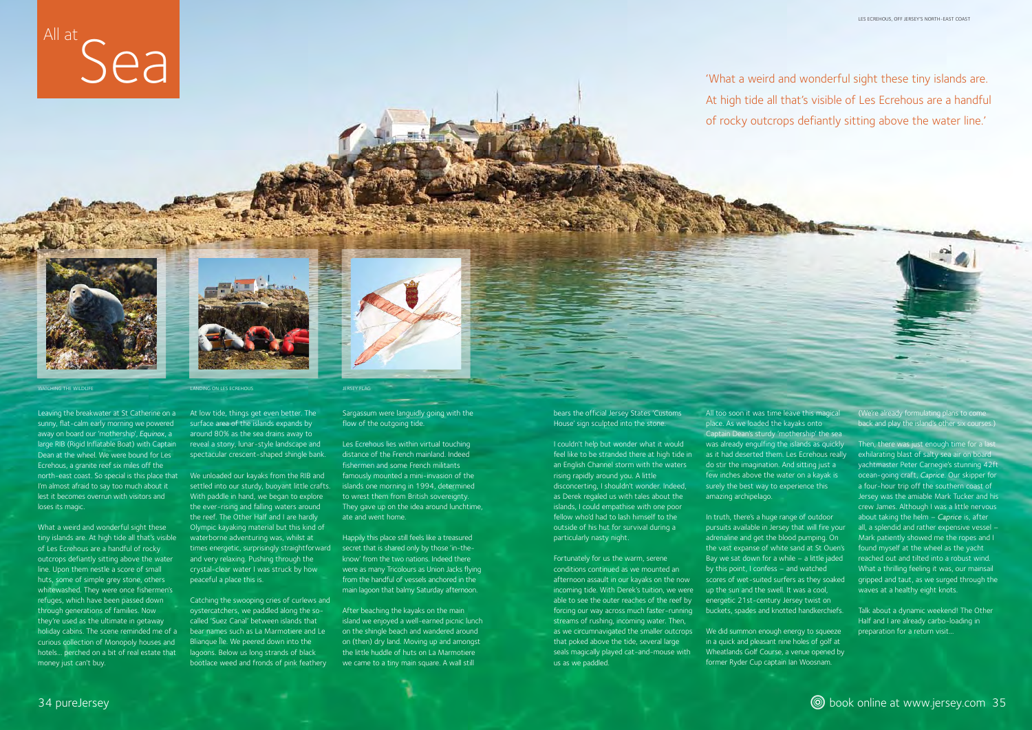# All at Sea

'What a weird and wonderful sight these tiny islands are. At high tide all that's visible of Les Ecrehous are a handful of rocky outcrops defiantly sitting above the water line.'

LES ECREHOUS, OFF JERSEY'S NORTH-EAST COAST

WATCHING THE WILDLIFE

LANDING ON LES ECREHOUS

JERSEY FLAG

Leaving the breakwater at St Catherine on a sunny, flat-calm early morning we powered away on board our 'mothership', *Equinox*, a large RIB (Rigid Inflatable Boat) with Captain Dean at the wheel. We were bound for Les Ecrehous, a granite reef six miles off the north-east coast. So special is this place that I'm almost afraid to say too much about it lest it becomes overrun with visitors and loses its magic.

What a weird and wonderful sight these tiny islands are. At high tide all that's visible of Les Ecrehous are a handful of rocky outcrops defiantly sitting above the water line. Upon them nestle a score of small huts, some of simple grey stone, others whitewashed. They were once fishermen's refuges, which have been passed down through generations of families. Now they're used as the ultimate in getaway holiday cabins. The scene reminded me of a curious collection of Monopoly houses and hotels... perched on a bit of real estate that money just can't buy.

At low tide, things get even better. The surface area of the islands expands by around 80% as the sea drains away to reveal a stony, lunar-style landscape and spectacular crescent-shaped shingle bank.

We unloaded our kayaks from the RIB and settled into our sturdy, buoyant little crafts. With paddle in hand, we began to explore the ever-rising and falling waters around the reef. The Other Half and I are hardly Olympic kayaking material but this kind of waterborne adventuring was, whilst at times energetic, surprisingly straightforward and very relaxing. Pushing through the crystal-clear water I was struck by how peaceful a place this is.

Catching the swooping cries of curlews and oystercatchers, we paddled along the so-called 'Suez Canal' between islands that bear names such as La Marmotiere and Le Blianque Île. We peered down into the lagoons. Below us long strands of black bootlace weed and fronds of pink feathery Sargassum were languidly going with the flow of the outgoing tide.

Les Ecrehous lies within virtual touching distance of the French mainland. Indeed fishermen and some French militants famously mounted a mini-invasion of the islands one morning in 1994, determined to wrest them from British sovereignty. They gave up on the idea around lunchtime, ate and went home.

Happily this place still feels like a treasured secret that is shared only by those 'in-the-know' from the two nations. Indeed there were as many Tricolours as Union Jacks flying from the handful of vessels anchored in the main lagoon that balmy Saturday afternoon.

After beaching the kayaks on the main island we enjoyed a well-earned picnic lunch on the shingle beach and wandered around on (then) dry land. Moving up and amongst the little huddle of huts on La Marmotiere we came to a tiny main square. A wall still bears the official Jersey States 'Customs House' sign sculpted into the stone.

I couldn't help but wonder what it would feel like to be stranded there at high tide in an English Channel storm with the waters rising rapidly around you. A little disconcerting, I shouldn't wonder. Indeed, as Derek regaled us with tales about the islands, I could empathise with one poor fellow who'd had to lash himself to the outside of his hut for survival during a particularly nasty night.

Fortunately for us the warm, serene conditions continued as we mounted an afternoon assault in our kayaks on the now incoming tide. With Derek's tuition, we were able to see the outer reaches of the reef by forcing our way across much faster-running streams of rushing, incoming water. Then, as we circumnavigated the smaller outcrops that poked above the tide, several large seals magically played cat-and-mouse with us as we paddled.

All too soon it was time leave this magical place. As we loaded the kayaks onto Captain Dean's sturdy 'mothership' the sea was already engulfing the islands as quickly as it had deserted them. Les Ecrehous really do stir the imagination. And sitting just a few inches above the water on a kayak is surely the best way to experience this amazing archipelago.

In truth, there's a huge range of outdoor pursuits available in Jersey that will fire your adrenaline and get the blood pumping. On the vast expanse of white sand at St Ouen's Bay we sat down for a while – a little jaded by this point, I confess – and watched scores of wet-suited surfers as they soaked up the sun and the swell. It was a cool, energetic 21st-century Jersey twist on buckets, spades and knotted handkerchiefs.

We did summon enough energy to squeeze in a quick and pleasant nine holes of golf at Wheatlands Golf Course, a venue opened by former Ryder Cup captain Ian Woosnam. (We're already formulating plans to come back and play the island's other six courses.)

Then, there was just enough time for a last exhilarating blast of salty sea air on board yachtmaster Peter Carnegie's stunning 42ft ocean-going craft, *Caprice*. Our skipper for a four-hour trip off the southern coast of Jersey was the amiable Mark Tucker and his crew James. Although I was a little nervous about taking the helm – *Caprice* is, after all, a splendid and rather expensive vessel – Mark patiently showed me the ropes and I found myself at the wheel as the yacht reached out and tilted into a robust wind. What a thrilling feeling it was, our mainsail gripped and taut, as we surged through the waves at a healthy eight knots.

Talk about a dynamic weekend! The Other Half and I are already carbo-loading in preparation for a return visit...

book online at www.jersey.com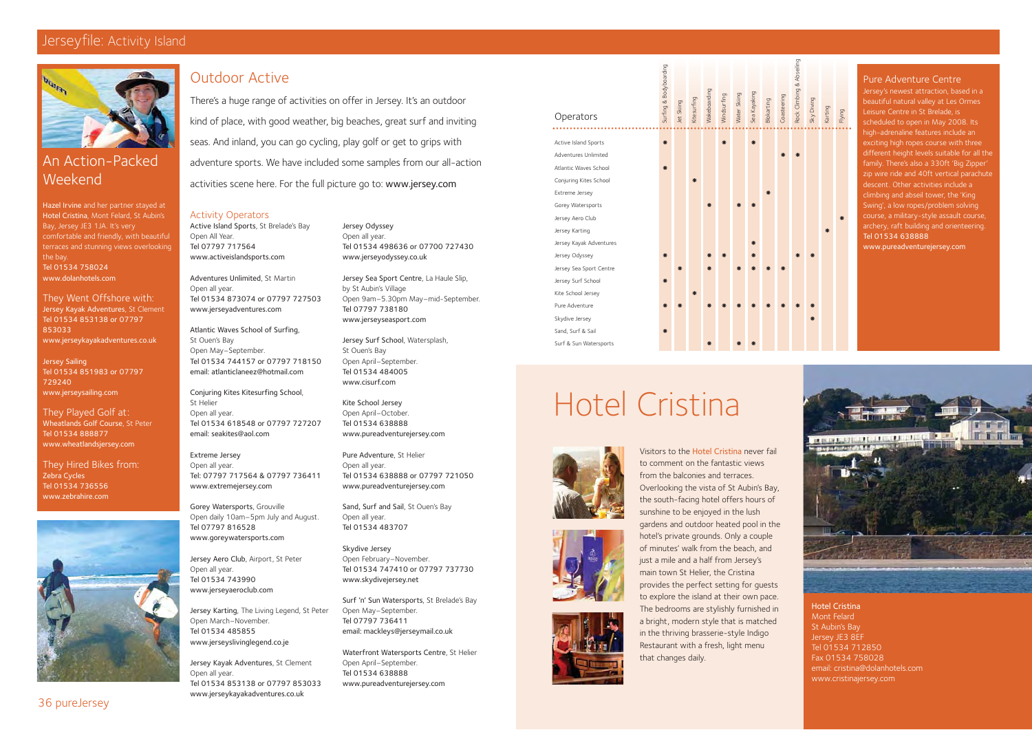## Jerseyfile: Activity Island

## An Action-Packed Weekend

**Hazel Irvine** and her partner stayed at **Hotel Cristina**, Mont Felard, St Aubin's Bay, Jersey JE3 1JA. It's very comfortable and friendly, with beautiful terraces and stunning views overlooking the bay.
Tel 01534 758024
www.dolanhotels.com

### They Went Offshore with:

**Jersey Kayak Adventures**, St Clement
Tel 01534 853138 or 07797 853033
www.jerseykayakadventures.co.uk

**Jersey Sailing**
Tel 01534 851983 or 07797 729240
www.jerseysailing.com

### They Played Golf at:

**Wheatlands Golf Course**, St Peter
Tel 01534 888877
www.wheatlandsjersey.com

### They Hired Bikes from:

**Zebra Cycles**
Tel 01534 736556
www.zebrahire.com

## Outdoor Active

There's a huge range of activities on offer in Jersey. It's an outdoor kind of place, with good weather, big beaches, great surf and inviting seas. And inland, you can go cycling, play golf or get to grips with adventure sports. We have included some samples from our all-action activities scene here. For the full picture go to: www.jersey.com

### Activity Operators

**Active Island Sports**, St Brelade's Bay
Open All Year.
Tel 07797 717564
www.activeislandsports.com

**Adventures Unlimited**, St Martin
Open all year.
Tel 01534 873074 or 07797 727503
www.jerseyadventures.com

**Atlantic Waves School of Surfing**, St Ouen's Bay
Open May–September.
Tel 01534 744157 or 07797 718150
email: atlanticlaneez@hotmail.com

**Conjuring Kites Kitesurfing School**, St Helier
Open all year.
Tel 01534 618548 or 07797 727207
email: seakites@aol.com

**Extreme Jersey**
Open all year.
Tel: 07797 717564 & 07797 736411
www.extremejersey.com

**Gorey Watersports**, Grouville
Open daily 10am–5pm July and August.
Tel 07797 816528
www.goreywatersports.com

**Jersey Aero Club**, Airport, St Peter
Open all year.
Tel 01534 743990
www.jerseyaeroclub.com

**Jersey Karting**, The Living Legend, St Peter
Open March–November.
Tel 01534 485855
www.jerseyslivinglegend.co.je

**Jersey Kayak Adventures**, St Clement
Open all year.
Tel 01534 853138 or 07797 853033
www.jerseykayakadventures.co.uk

**Jersey Odyssey**
Open all year.
Tel 01534 498636 or 07700 727430
www.jerseyodyssey.co.uk

**Jersey Sea Sport Centre**, La Haule Slip, by St Aubin's Village
Open 9am–5.30pm May–mid-September.
Tel 07797 738180
www.jerseyseasport.com

**Jersey Surf School**, Watersplash, St Ouen's Bay
Open April–September.
Tel 01534 484005
www.cisurf.com

**Kite School Jersey**
Open April–October.
Tel 01534 638888
www.pureadventurejersey.com

**Pure Adventure**, St Helier
Open all year.
Tel 01534 638888 or 07797 721050
www.pureadventurejersey.com

**Sand, Surf and Sail**, St Ouen's Bay
Open all year.
Tel 01534 483707

**Skydive Jersey**
Open February–November.
Tel 01534 747410 or 07797 737730
www.skydivejersey.net

**Surf 'n' Sun Watersports**, St Brelade's Bay
Open May–September.
Tel 07797 736411
email: mackleys@jerseymail.co.uk

**Waterfront Watersports Centre**, St Helier
Open April–September.
Tel 01534 638888
www.pureadventurejersey.com

| Operators | Surfing & Bodyboarding | Jet Skiing | Kitesurfing | Wakeboarding | Windsurfing | Water Skiing | Sea Kayaking | Blokarting | Coasteering | Rock Climbing & Abseiling | Sky Diving | Karting | Flying |
|---|---|---|---|---|---|---|---|---|---|---|---|---|---|
| Active Island Sports | * | | | | * | | * | | | | | | |
| Adventures Unlimited | | | | | | | | | * | * | | | |
| Atlantic Waves School | * | | | | | | | | | | | | |
| Conjuring Kites School | | | * | | | | | | | | | | |
| Extreme Jersey | | | | | | | | * | | | | | |
| Gorey Watersports | | | | * | | * | * | | | | | | |
| Jersey Aero Club | | | | | | | | | | | | | * |
| Jersey Karting | | | | | | | | | | | | * | |
| Jersey Kayak Adventures | | | | | | | * | | | | | | |
| Jersey Odyssey | * | | | * | * | | * | | | * | * | | |
| Jersey Sea Sport Centre | | * | | * | | * | * | * | * | | | | |
| Jersey Surf School | * | | | | | | | | | | | | |
| Kite School Jersey | | | * | | | | | | | | | | |
| Pure Adventure | * | * | | * | * | * | * | * | * | * | * | | |
| Skydive Jersey | | | | | | | | | | | * | | |
| Sand, Surf & Sail | * | | | | | | | | | | | | |
| Surf & Sun Watersports | | | | * | | * | * | | | | | | |

### Pure Adventure Centre

Jersey's newest attraction, based in a beautiful natural valley at Les Ormes Leisure Centre in St Brelade, is scheduled to open in May 2008. Its high-adrenaline features include an exciting high ropes course with three different height levels suitable for all the family. There's also a 330ft 'Big Zipper' zip wire ride and 40ft vertical parachute descent. Other activities include a climbing and abseil tower, the 'King Swing', a low ropes/problem solving course, a military-style assault course, archery, raft building and orienteering.
Tel 01534 638888
www.pureadventurejersey.com

# Hotel Cristina

Visitors to the Hotel Cristina never fail to comment on the fantastic views from the balconies and terraces. Overlooking the vista of St Aubin's Bay, the south-facing hotel offers hours of sunshine to be enjoyed in the lush gardens and outdoor heated pool in the hotel's private grounds. Only a couple of minutes' walk from the beach, and just a mile and a half from Jersey's main town St Helier, the Cristina provides the perfect setting for guests to explore the island at their own pace. The bedrooms are stylishly furnished in a bright, modern style that is matched in the thriving brasserie-style Indigo Restaurant with a fresh, light menu that changes daily.

**Hotel Cristina**
Mont Felard
St Aubin's Bay
Jersey JE3 8EF
Tel 01534 712850
Fax 01534 758028
email: cristina@dolanhotels.com
www.cristinajersey.com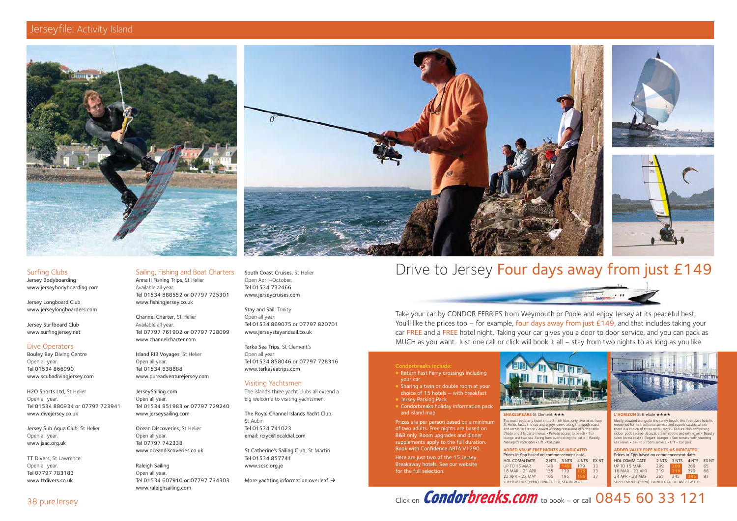## Jerseyfile: Activity Island

### Surfing Clubs

Jersey Bodyboarding
www.jerseybodyboarding.com

Jersey Longboard Club
www.jerseylongboarders.com

Jersey Surfboard Club
www.surfingjersey.net

### Dive Operators

Bouley Bay Diving Centre
Open all year.
Tel 01534 866990
www.scubadivingjersey.com

H2O Sports Ltd, St Helier
Open all year.
Tel 01534 880934 or 07797 723941
www.divejersey.co.uk

Jersey Sub Aqua Club, St Helier
Open all year.
www.jsac.org.uk

TT Divers, St Lawrence
Open all year.
Tel 07797 783183
www.ttdivers.co.uk

### Sailing, Fishing and Boat Charters

Anna II Fishing Trips, St Helier
Available all year.
Tel 01534 888552 or 07797 725301
www.fishingjersey.co.uk

Channel Charter, St Helier
Available all year.
Tel 07797 761902 or 07797 728099
www.channelcharter.com

Island RIB Voyages, St Helier
Open all year.
Tel 01534 638888
www.pureadventurejersey.com

JerseySailing.com
Open all year.
Tel 01534 851983 or 07797 729240
www.jerseysailing.com

Ocean Discoveries, St Helier
Open all year.
Tel 07797 742338
www.oceandiscoveries.co.uk

Raleigh Sailing
Open all year.
Tel 01534 607910 or 07797 734303
www.raleighsailing.com

South Coast Cruises, St Helier
Open April–October.
Tel 01534 732466
www.jerseycruises.com

Stay and Sail, Trinity
Open all year.
Tel 01534 869075 or 07797 820701
www.jerseystayandsail.co.uk

Tarka Sea Trips, St Clement's
Open all year.
Tel 01534 858046 or 07797 728316
www.tarkaseatrips.com

### Visiting Yachtsmen

The island's three yacht clubs all extend a big welcome to visiting yachtsmen.

The Royal Channel Islands Yacht Club, St Aubin
Tel 01534 741023
email: rciyc@localdial.com

St Catherine's Sailing Club, St Martin
Tel 01534 857741
www.scsc.org.je

More yachting information overleaf →

# Drive to Jersey Four days away from just £149

Take your car by CONDOR FERRIES from Weymouth or Poole and enjoy Jersey at its peaceful best. You'll like the prices too – for example, four days away from just £149, and that includes taking your car FREE and a FREE hotel night. Taking your car gives you a door to door service, and you can pack as MUCH as you want. Just one call or click will book it all – stay from two nights to as long as you like.

**Condorbreaks include:**

- Return Fast Ferry crossings including your car
- Sharing a twin or double room at your choice of 15 hotels – with breakfast
- Jersey Parking Pack
- Condorbreaks holiday information pack and island map

Prices are per person based on a minimum of two adults. Free nights are based on B&B only. Room upgrades and dinner supplements apply to the full duration. Book with Confidence ABTA V1290.

Here are just two of the 15 Jersey Breakaway hotels. See our website for the full selection.

**SHAKESPEARE** St Clement ★★★

The most southerly hotel in the British Isles, only two miles from St Helier, faces the sea and enjoys views along the south coast and across to France • Award winning restaurant offering table d'hote and à la carte menus • Private access to beach • Sun lounge and two sea-facing bars overlooking the patio • Weekly Manager's reception • Lift • Car park

**ADDED VALUE FREE NIGHTS AS INDICATED**
Prices in £pp based on commencement date

| HOL COMM DATE | 2 NTS | 3 NTS | 4 NTS | EX NT |
|---|---|---|---|---|
| UP TO 15 MAR | 149 | 149 | 179 | 33 |
| 16 MAR - 21 APR | 155 | 179 | 179 | 33 |
| 22 APR - 23 MAY | 165 | 195 | 195 | 37 |

SUPPLEMENTS (PPPN): DINNER £10, SEA VIEW £5

**L'HORIZON** St Brelade ★★★★

Ideally situated alongside the sandy beach, this first class hotel is renowned for its traditional service and superb cuisine where there is a choice of three restaurants • Leisure club comprising indoor pool, saunas, Jacuzzi, steam rooms and mini-gym • Beauty salon (extra cost) • Elegant lounges • Sun terrace with stunning sea views • 24-hour room service • Lift • Car park

**ADDED VALUE FREE NIGHTS AS INDICATED**
Prices in £pp based on commencement date

| HOL COMM DATE | 2 NTS | 3 NTS | 4 NTS | EX NT |
|---|---|---|---|---|
| UP TO 15 MAR | 209 | 209 | 269 | 65 |
| 16 MAR - 23 APR | 219 | 219 | 279 | 66 |
| 24 APR - 23 MAY | 265 | 345 | 345 | 87 |

SUPPLEMENTS (PPPN): DINNER £24, OCEAN VIEW £35

Click on **Condorbreaks.com** to book – or call 0845 60 33 121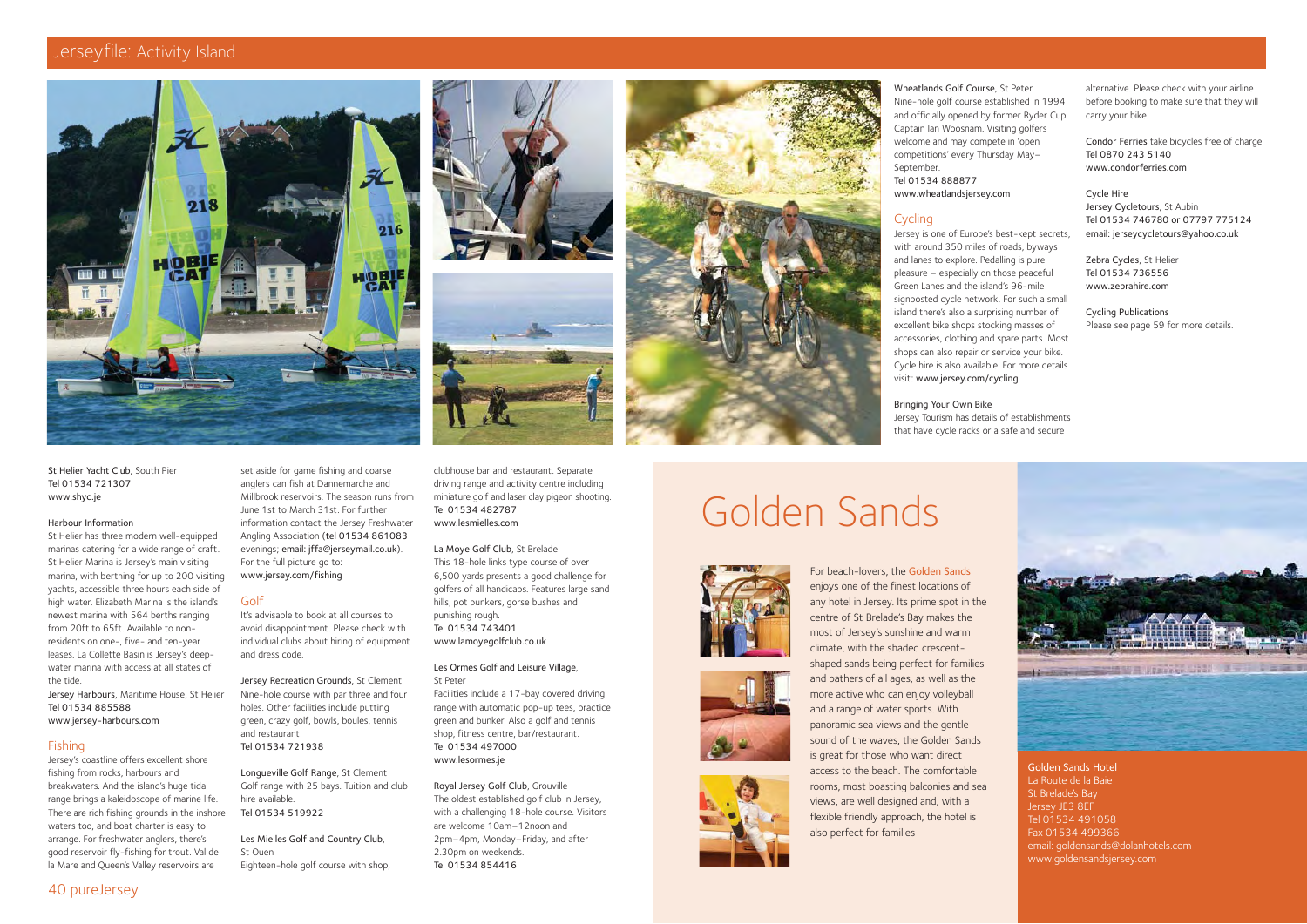# Jerseyfile: Activity Island

St Helier Yacht Club, South Pier
Tel 01534 721307
www.shyc.je

Harbour Information

St Helier has three modern well-equipped marinas catering for a wide range of craft. St Helier Marina is Jersey's main visiting marina, with berthing for up to 200 visiting yachts, accessible three hours each side of high water. Elizabeth Marina is the island's newest marina with 564 berths ranging from 20ft to 65ft. Available to non-residents on one-, five- and ten-year leases. La Collette Basin is Jersey's deep-water marina with access at all states of the tide.

Jersey Harbours, Maritime House, St Helier
Tel 01534 885588
www.jersey-harbours.com

## Fishing

Jersey's coastline offers excellent shore fishing from rocks, harbours and breakwaters. And the island's huge tidal range brings a kaleidoscope of marine life. There are rich fishing grounds in the inshore waters too, and boat charter is easy to arrange. For freshwater anglers, there's good reservoir fly-fishing for trout. Val de la Mare and Queen's Valley reservoirs are set aside for game fishing and coarse anglers can fish at Dannemarche and Millbrook reservoirs. The season runs from June 1st to March 31st. For further information contact the Jersey Freshwater Angling Association (tel 01534 861083 evenings; email: jffa@jerseymail.co.uk). For the full picture go to: www.jersey.com/fishing

## Golf

It's advisable to book at all courses to avoid disappointment. Please check with individual clubs about hiring of equipment and dress code.

Jersey Recreation Grounds, St Clement
Nine-hole course with par three and four holes. Other facilities include putting green, crazy golf, bowls, boules, tennis and restaurant.
Tel 01534 721938

Longueville Golf Range, St Clement
Golf range with 25 bays. Tuition and club hire available.
Tel 01534 519922

Les Mielles Golf and Country Club, St Ouen
Eighteen-hole golf course with shop, clubhouse bar and restaurant. Separate driving range and activity centre including miniature golf and laser clay pigeon shooting.
Tel 01534 482787
www.lesmielles.com

La Moye Golf Club, St Brelade
This 18-hole links type course of over 6,500 yards presents a good challenge for golfers of all handicaps. Features large sand hills, pot bunkers, gorse bushes and punishing rough.
Tel 01534 743401
www.lamoyegolfclub.co.uk

Les Ormes Golf and Leisure Village, St Peter
Facilities include a 17-bay covered driving range with automatic pop-up tees, practice green and bunker. Also a golf and tennis shop, fitness centre, bar/restaurant.
Tel 01534 497000
www.lesormes.je

Royal Jersey Golf Club, Grouville
The oldest established golf club in Jersey, with a challenging 18-hole course. Visitors are welcome 10am–12noon and 2pm–4pm, Monday–Friday, and after 2.30pm on weekends.
Tel 01534 854416

Wheatlands Golf Course, St Peter
Nine-hole golf course established in 1994 and officially opened by former Ryder Cup Captain Ian Woosnam. Visiting golfers welcome and may compete in 'open competitions' every Thursday May–September.
Tel 01534 888877
www.wheatlandsjersey.com

## Cycling

Jersey is one of Europe's best-kept secrets, with around 350 miles of roads, byways and lanes to explore. Pedalling is pure pleasure – especially on those peaceful Green Lanes and the island's 96-mile signposted cycle network. For such a small island there's also a surprising number of excellent bike shops stocking masses of accessories, clothing and spare parts. Most shops can also repair or service your bike. Cycle hire is also available. For more details visit: www.jersey.com/cycling

Bringing Your Own Bike

Jersey Tourism has details of establishments that have cycle racks or a safe and secure alternative. Please check with your airline before booking to make sure that they will carry your bike.

Condor Ferries take bicycles free of charge
Tel 0870 243 5140
www.condorferries.com

Cycle Hire

Jersey Cycletours, St Aubin
Tel 01534 746780 or 07797 775124
email: jerseycycletours@yahoo.co.uk

Zebra Cycles, St Helier
Tel 01534 736556
www.zebrahire.com

Cycling Publications

Please see page 59 for more details.

# Golden Sands

For beach-lovers, the Golden Sands enjoys one of the finest locations of any hotel in Jersey. Its prime spot in the centre of St Brelade's Bay makes the most of Jersey's sunshine and warm climate, with the shaded crescent-shaped sands being perfect for families and bathers of all ages, as well as the more active who can enjoy volleyball and a range of water sports. With panoramic sea views and the gentle sound of the waves, the Golden Sands is great for those who want direct access to the beach. The comfortable rooms, most boasting balconies and sea views, are well designed and, with a flexible friendly approach, the hotel is also perfect for families

Golden Sands Hotel
La Route de la Baie
St Brelade's Bay
Jersey JE3 8EF
Tel 01534 491058
Fax 01534 499366
email: goldensands@dolanhotels.com
www.goldensandsjersey.com